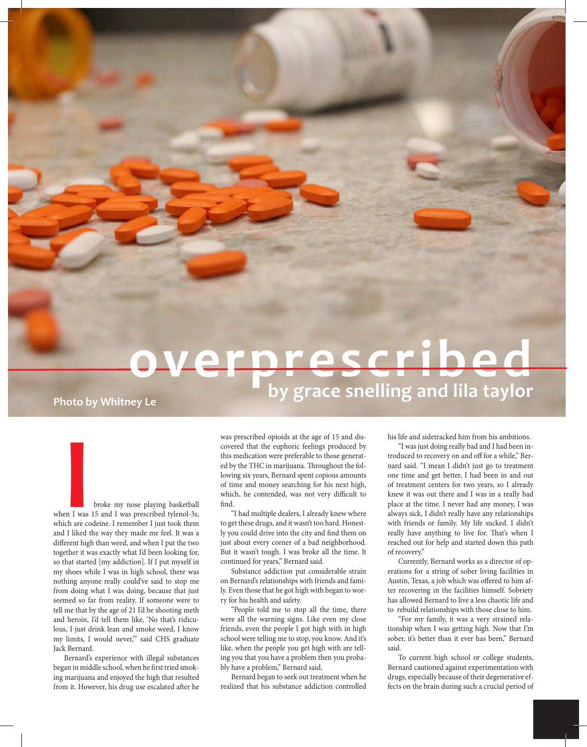# overprescribed

**by grace snelling and lila taylor**

**Photo by Whitney Le**

"I broke my nose playing basketball when I was 15 and I was prescribed tylenol-3s, which are codeine. I remember I just took them and I liked the way they made me feel. It was a different high than weed, and when I put the two together it was exactly what I'd been looking for, so that started [my addiction]. If I put myself in my shoes while I was in high school, there was nothing anyone really could've said to stop me from doing what I was doing, because that just seemed so far from reality. If someone were to tell me that by the age of 21 I'd be shooting meth and heroin, I'd tell them like, 'No that's ridiculous, I just drink lean and smoke weed, I know my limits, I would never,'" said CHS graduate Jack Bernard.

Bernard's experience with illegal substances began in middle school, when he first tried smoking marijuana and enjoyed the high that resulted from it. However, his drug use escalated after he was prescribed opioids at the age of 15 and discovered that the euphoric feelings produced by this medication were preferable to those generated by the THC in marijuana. Throughout the following six years, Bernard spent copious amounts of time and money searching for his next high, which, he contended, was not very difficult to find.

"I had multiple dealers, I already knew where to get these drugs, and it wasn't too hard. Honestly you could drive into the city and find them on just about every corner of a bad neighborhood. But it wasn't tough. I was broke all the time. It continued for years," Bernard said.

Substance addiction put considerable strain on Bernard's relationships with friends and family. Even those that he got high with began to worry for his health and safety.

"People told me to stop all the time, there were all the warning signs. Like even my close friends, even the people I got high with in high school were telling me to stop, you know. And it's like, when the people you get high with are telling you that you have a problem then you probably have a problem," Bernard said.

Bernard began to seek out treatment when he realized that his substance addiction controlled his life and sidetracked him from his ambitions.

"I was just doing really bad and I had been introduced to recovery on and off for a while," Bernard said. "I mean I didn't just go to treatment one time and get better, I had been in and out of treatment centers for two years, so I already knew it was out there and I was in a really bad place at the time. I never had any money, I was always sick, I didn't really have any relationships with friends or family. My life sucked. I didn't really have anything to live for. That's when I reached out for help and started down this path of recovery."

Currently, Bernard works as a director of operations for a string of sober living facilities in Austin, Texas, a job which was offered to him after recovering in the facilities himself. Sobriety has allowed Bernard to live a less chaotic life and to rebuild relationships with those close to him.

"For my family, it was a very strained relationship when I was getting high. Now that I'm sober, it's better than it ever has been," Bernard said.

To current high school or college students, Bernard cautioned against experimentation with drugs, especially because of their degenerative effects on the brain during such a crucial period of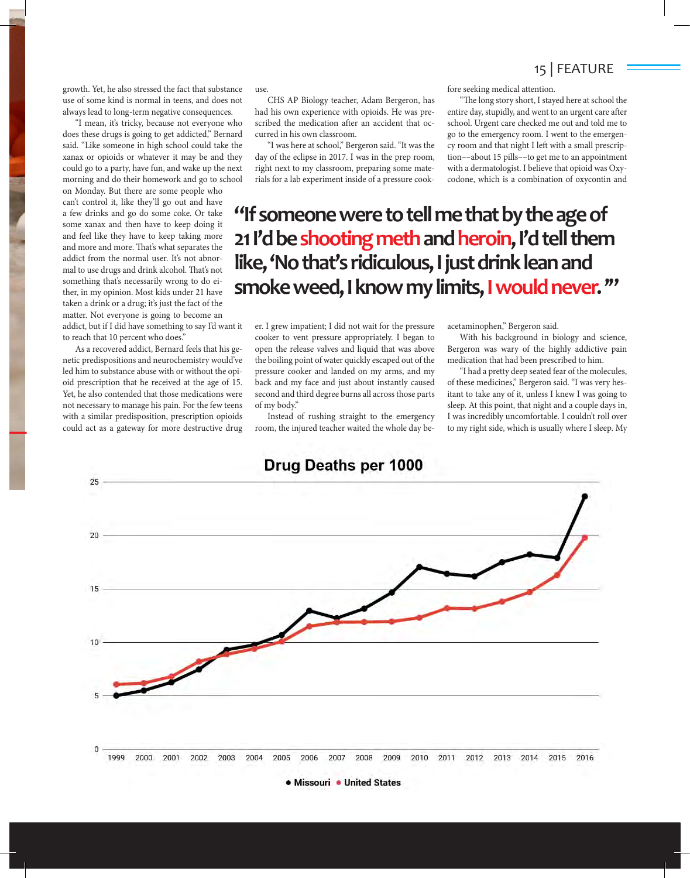growth. Yet, he also stressed the fact that substance use of some kind is normal in teens, and does not always lead to long-term negative consequences.

"I mean, it's tricky, because not everyone who does these drugs is going to get addicted," Bernard said. "Like someone in high school could take the xanax or opioids or whatever it may be and they could go to a party, have fun, and wake up the next morning and do their homework and go to school on Monday. But there are some people who can't control it, like they'll go out and have a few drinks and go do some coke. Or take some xanax and then have to keep doing it and feel like they have to keep taking more and more and more. That's what separates the addict from the normal user. It's not abnormal to use drugs and drink alcohol. That's not something that's necessarily wrong to do either, in my opinion. Most kids under 21 have taken a drink or a drug; it's just the fact of the matter. Not everyone is going to become an addict, but if I did have something to say I'd want it to reach that 10 percent who does."

As a recovered addict, Bernard feels that his genetic predispositions and neurochemistry would've led him to substance abuse with or without the opioid prescription that he received at the age of 15. Yet, he also contended that those medications were not necessary to manage his pain. For the few teens with a similar predisposition, prescription opioids could act as a gateway for more destructive drug use.

CHS AP Biology teacher, Adam Bergeron, has had his own experience with opioids. He was prescribed the medication after an accident that occurred in his own classroom.

"I was here at school," Bergeron said. "It was the day of the eclipse in 2017. I was in the prep room, right next to my classroom, preparing some materials for a lab experiment inside of a pressure cooker. I grew impatient; I did not wait for the pressure cooker to vent pressure appropriately. I began to open the release valves and liquid that was above the boiling point of water quickly escaped out of the pressure cooker and landed on my arms, and my back and my face and just about instantly caused second and third degree burns all across those parts of my body."

Instead of rushing straight to the emergency room, the injured teacher waited the whole day before seeking medical attention.

"The long story short, I stayed here at school the entire day, stupidly, and went to an urgent care after school. Urgent care checked me out and told me to go to the emergency room. I went to the emergency room and that night I left with a small prescription––about 15 pills––to get me to an appointment with a dermatologist. I believe that opioid was Oxycodone, which is a combination of oxycontin and acetaminophen," Bergeron said.

With his background in biology and science, Bergeron was wary of the highly addictive pain medication that had been prescribed to him.

"I had a pretty deep seated fear of the molecules, of these medicines," Bergeron said. "I was very hesitant to take any of it, unless I knew I was going to sleep. At this point, that night and a couple days in, I was incredibly uncomfortable. I couldn't roll over to my right side, which is usually where I sleep. My

> **"If someone were to tell me that by the age of 21 I'd be shooting meth and heroin, I'd tell them like, 'No that's ridiculous, I just drink lean and smoke weed, I know my limits, I would never.'"**

**Drug Deaths per 1000**

| Year | Missouri | United States |
|---|---|---|
| 1999 | 5.0 | 6.1 |
| 2000 | 5.5 | 6.2 |
| 2001 | 6.3 | 6.8 |
| 2002 | 7.5 | 8.2 |
| 2003 | 9.4 | 8.9 |
| 2004 | 9.8 | 9.4 |
| 2005 | 10.7 | 10.1 |
| 2006 | 13.0 | 11.5 |
| 2007 | 12.3 | 11.9 |
| 2008 | 13.2 | 11.9 |
| 2009 | 14.6 | 12.0 |
| 2010 | 17.0 | 12.3 |
| 2011 | 16.4 | 13.2 |
| 2012 | 16.2 | 13.2 |
| 2013 | 17.5 | 13.8 |
| 2014 | 18.2 | 14.7 |
| 2015 | 17.9 | 16.3 |
| 2016 | 23.6 | 19.8 |

● Missouri ● United States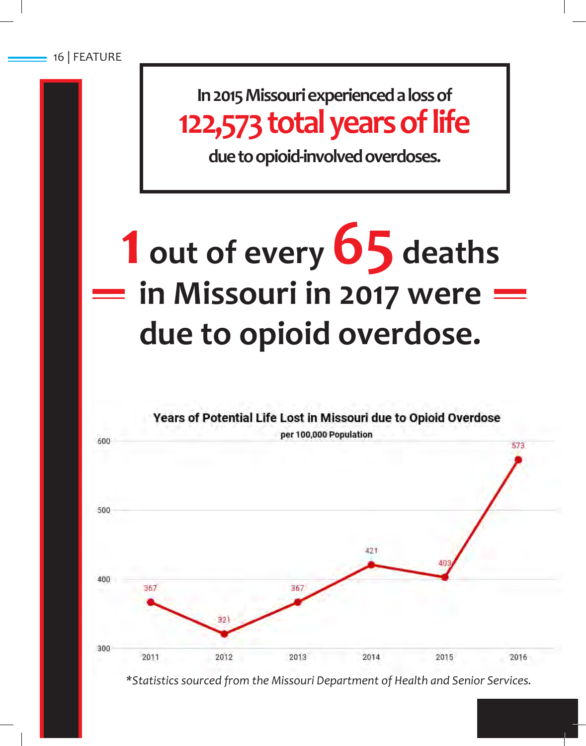**In 2015 Missouri experienced a loss of**
**122,573 total years of life**
**due to opioid-involved overdoses.**

# 1 out of every 65 deaths in Missouri in 2017 were due to opioid overdose.

**Years of Potential Life Lost in Missouri due to Opioid Overdose**

per 100,000 Population

| Year | Years of Potential Life Lost per 100,000 |
|---|---|
| 2011 | 367 |
| 2012 | 321 |
| 2013 | 367 |
| 2014 | 421 |
| 2015 | 403 |
| 2016 | 573 |

*\*Statistics sourced from the Missouri Department of Health and Senior Services.*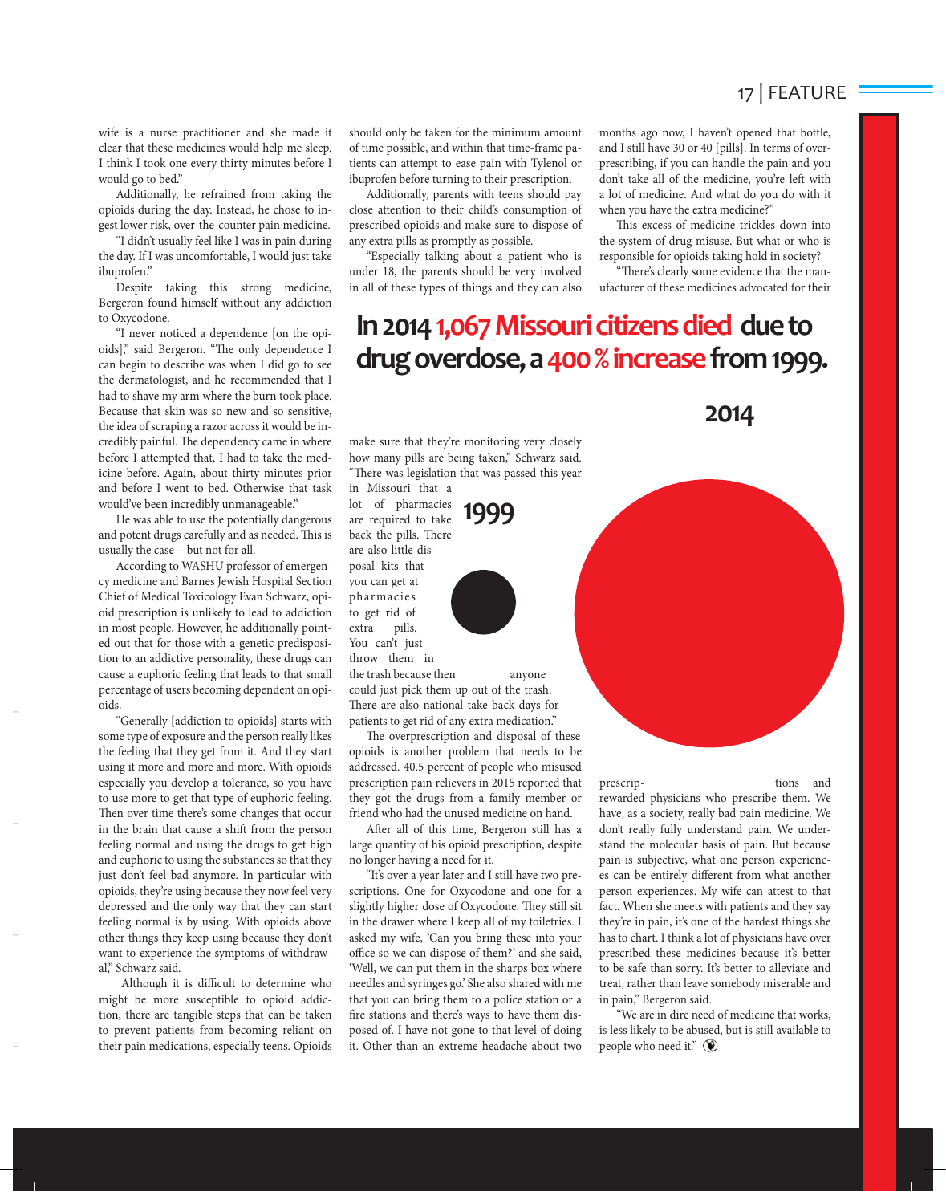wife is a nurse practitioner and she made it clear that these medicines would help me sleep. I think I took one every thirty minutes before I would go to bed."

Additionally, he refrained from taking the opioids during the day. Instead, he chose to ingest lower risk, over-the-counter pain medicine.

"I didn't usually feel like I was in pain during the day. If I was uncomfortable, I would just take ibuprofen."

Despite taking this strong medicine, Bergeron found himself without any addiction to Oxycodone.

"I never noticed a dependence [on the opioids]," said Bergeron. "The only dependence I can begin to describe was when I did go to see the dermatologist, and he recommended that I had to shave my arm where the burn took place. Because that skin was so new and so sensitive, the idea of scraping a razor across it would be incredibly painful. The dependency came in where before I attempted that, I had to take the medicine before. Again, about thirty minutes prior and before I went to bed. Otherwise that task would've been incredibly unmanageable."

He was able to use the potentially dangerous and potent drugs carefully and as needed. This is usually the case––but not for all.

According to WASHU professor of emergency medicine and Barnes Jewish Hospital Section Chief of Medical Toxicology Evan Schwarz, opioid prescription is unlikely to lead to addiction in most people. However, he additionally pointed out that for those with a genetic predisposition to an addictive personality, these drugs can cause a euphoric feeling that leads to that small percentage of users becoming dependent on opioids.

"Generally [addiction to opioids] starts with some type of exposure and the person really likes the feeling that they get from it. And they start using it more and more and more. With opioids especially you develop a tolerance, so you have to use more to get that type of euphoric feeling. Then over time there's some changes that occur in the brain that cause a shift from the person feeling normal and using the drugs to get high and euphoric to using the substances so that they just don't feel bad anymore. In particular with opioids, they're using because they now feel very depressed and the only way that they can start feeling normal is by using. With opioids above other things they keep using because they don't want to experience the symptoms of withdrawal," Schwarz said.

Although it is difficult to determine who might be more susceptible to opioid addiction, there are tangible steps that can be taken to prevent patients from becoming reliant on their pain medications, especially teens. Opioids should only be taken for the minimum amount of time possible, and within that time-frame patients can attempt to ease pain with Tylenol or ibuprofen before turning to their prescription.

Additionally, parents with teens should pay close attention to their child's consumption of prescribed opioids and make sure to dispose of any extra pills as promptly as possible.

"Especially talking about a patient who is under 18, the parents should be very involved in all of these types of things and they can also make sure that they're monitoring very closely how many pills are being taken," Schwarz said. "There was legislation that was passed this year in Missouri that a lot of pharmacies are required to take back the pills. There are also little disposal kits that you can get at pharmacies to get rid of extra pills. You can't just throw them in the trash because then anyone could just pick them up out of the trash. There are also national take-back days for patients to get rid of any extra medication."

The overprescription and disposal of these opioids is another problem that needs to be addressed. 40.5 percent of people who misused prescription pain relievers in 2015 reported that they got the drugs from a family member or friend who had the unused medicine on hand.

After all of this time, Bergeron still has a large quantity of his opioid prescription, despite no longer having a need for it.

"It's over a year later and I still have two prescriptions. One for Oxycodone and one for a slightly higher dose of Oxycodone. They still sit in the drawer where I keep all of my toiletries. I asked my wife, 'Can you bring these into your office so we can dispose of them?' and she said, 'Well, we can put them in the sharps box where needles and syringes go.' She also shared with me that you can bring them to a police station or a fire stations and there's ways to have them disposed of. I have not gone to that level of doing it. Other than an extreme headache about two months ago now, I haven't opened that bottle, and I still have 30 or 40 [pills]. In terms of overprescribing, if you can handle the pain and you don't take all of the medicine, you're left with a lot of medicine. And what do you do with it when you have the extra medicine?"

This excess of medicine trickles down into the system of drug misuse. But what or who is responsible for opioids taking hold in society?

"There's clearly some evidence that the manufacturer of these medicines advocated for their prescriptions and rewarded physicians who prescribe them. We have, as a society, really bad pain medicine. We don't really fully understand pain. We understand the molecular basis of pain. But because pain is subjective, what one person experiences can be entirely different from what another person experiences. My wife can attest to that fact. When she meets with patients and they say they're in pain, it's one of the hardest things she has to chart. I think a lot of physicians have over prescribed these medicines because it's better to be safe than sorry. It's better to alleviate and treat, rather than leave somebody miserable and in pain," Bergeron said.

"We are in dire need of medicine that works, is less likely to be abused, but is still available to people who need it."

**In 2014 1,067 Missouri citizens died due to drug overdose, a 400 % increase from 1999.**

1999

2014